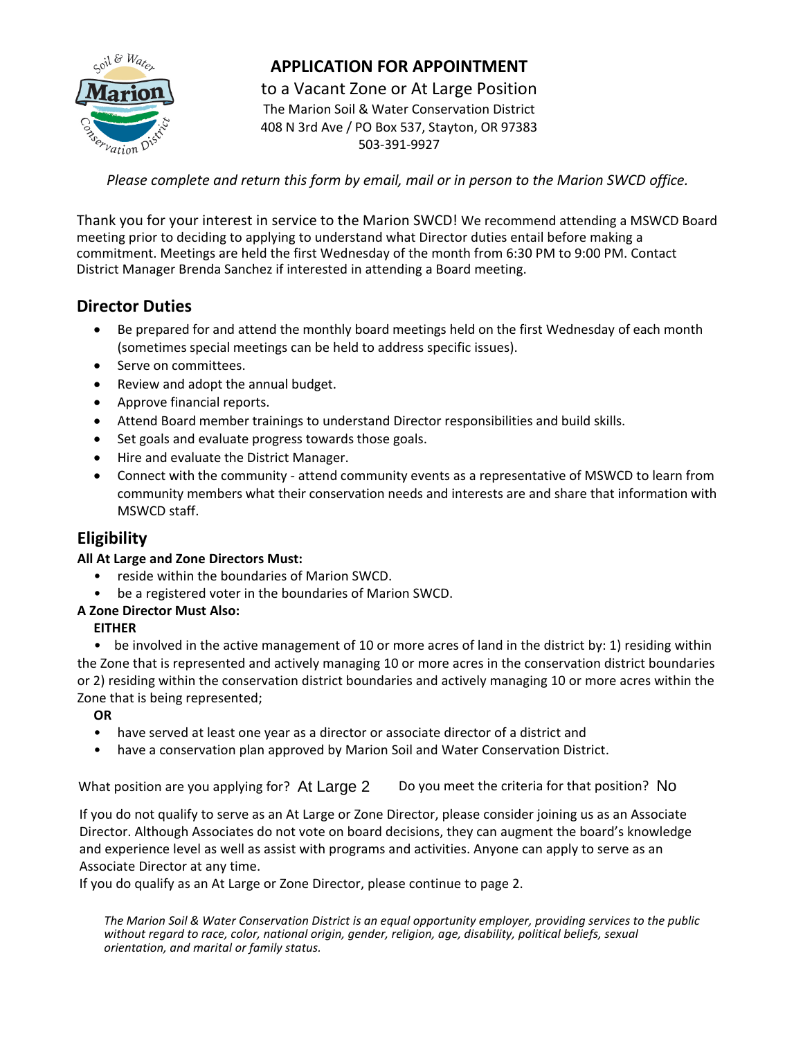# APPLICATION FOR APPOINTMENT

to a Vacant Zone or At Large Position

The Marion Soil & Water Conservation District
408 N 3rd Ave / PO Box 537, Stayton, OR 97383
503-391-9927

*Please complete and return this form by email, mail or in person to the Marion SWCD office.*

Thank you for your interest in service to the Marion SWCD! We recommend attending a MSWCD Board meeting prior to deciding to applying to understand what Director duties entail before making a commitment. Meetings are held the first Wednesday of the month from 6:30 PM to 9:00 PM. Contact District Manager Brenda Sanchez if interested in attending a Board meeting.

## Director Duties

- Be prepared for and attend the monthly board meetings held on the first Wednesday of each month (sometimes special meetings can be held to address specific issues).
- Serve on committees.
- Review and adopt the annual budget.
- Approve financial reports.
- Attend Board member trainings to understand Director responsibilities and build skills.
- Set goals and evaluate progress towards those goals.
- Hire and evaluate the District Manager.
- Connect with the community - attend community events as a representative of MSWCD to learn from community members what their conservation needs and interests are and share that information with MSWCD staff.

## Eligibility

**All At Large and Zone Directors Must:**

- reside within the boundaries of Marion SWCD.
- be a registered voter in the boundaries of Marion SWCD.

**A Zone Director Must Also:**

**EITHER**

- be involved in the active management of 10 or more acres of land in the district by: 1) residing within the Zone that is represented and actively managing 10 or more acres in the conservation district boundaries or 2) residing within the conservation district boundaries and actively managing 10 or more acres within the Zone that is being represented;

**OR**

- have served at least one year as a director or associate director of a district and
- have a conservation plan approved by Marion Soil and Water Conservation District.

What position are you applying for? At Large 2 Do you meet the criteria for that position? No

If you do not qualify to serve as an At Large or Zone Director, please consider joining us as an Associate Director. Although Associates do not vote on board decisions, they can augment the board's knowledge and experience level as well as assist with programs and activities. Anyone can apply to serve as an Associate Director at any time.
If you do qualify as an At Large or Zone Director, please continue to page 2.

*The Marion Soil & Water Conservation District is an equal opportunity employer, providing services to the public without regard to race, color, national origin, gender, religion, age, disability, political beliefs, sexual orientation, and marital or family status.*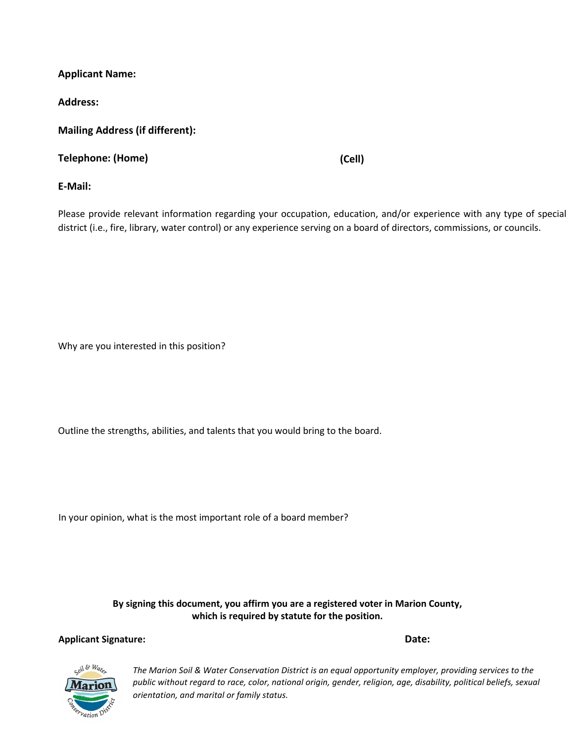**Applicant Name:**

**Address:**

**Mailing Address (if different):**

**Telephone: (Home)** **(Cell)**

**E-Mail:**

Please provide relevant information regarding your occupation, education, and/or experience with any type of special district (i.e., fire, library, water control) or any experience serving on a board of directors, commissions, or councils.

Why are you interested in this position?

Outline the strengths, abilities, and talents that you would bring to the board.

In your opinion, what is the most important role of a board member?

**By signing this document, you affirm you are a registered voter in Marion County, which is required by statute for the position.**

**Applicant Signature:** **Date:**

*The Marion Soil & Water Conservation District is an equal opportunity employer, providing services to the public without regard to race, color, national origin, gender, religion, age, disability, political beliefs, sexual orientation, and marital or family status.*